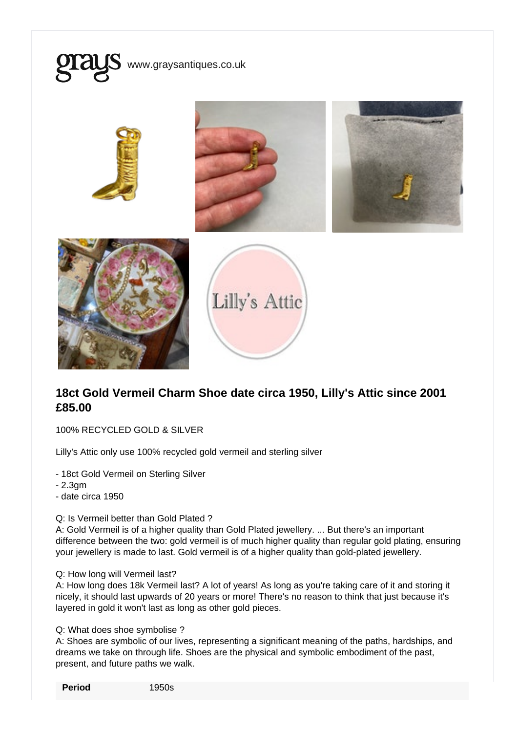grays www.graysantiques.co.uk

## 18ct Gold Vermeil Charm Shoe date circa 1950, Lilly's Attic since 2001 £85.00

100% RECYCLED GOLD & SILVER

Lilly's Attic only use 100% recycled gold vermeil and sterling silver

- 18ct Gold Vermeil on Sterling Silver
- 2.3gm
- date circa 1950

Q: Is Vermeil better than Gold Plated ?
A: Gold Vermeil is of a higher quality than Gold Plated jewellery. ... But there's an important difference between the two: gold vermeil is of much higher quality than regular gold plating, ensuring your jewellery is made to last. Gold vermeil is of a higher quality than gold-plated jewellery.

Q: How long will Vermeil last?
A: How long does 18k Vermeil last? A lot of years! As long as you're taking care of it and storing it nicely, it should last upwards of 20 years or more! There's no reason to think that just because it's layered in gold it won't last as long as other gold pieces.

Q: What does shoe symbolise ?
A: Shoes are symbolic of our lives, representing a significant meaning of the paths, hardships, and dreams we take on through life. Shoes are the physical and symbolic embodiment of the past, present, and future paths we walk.

| **Period** | 1950s |
| --- | --- |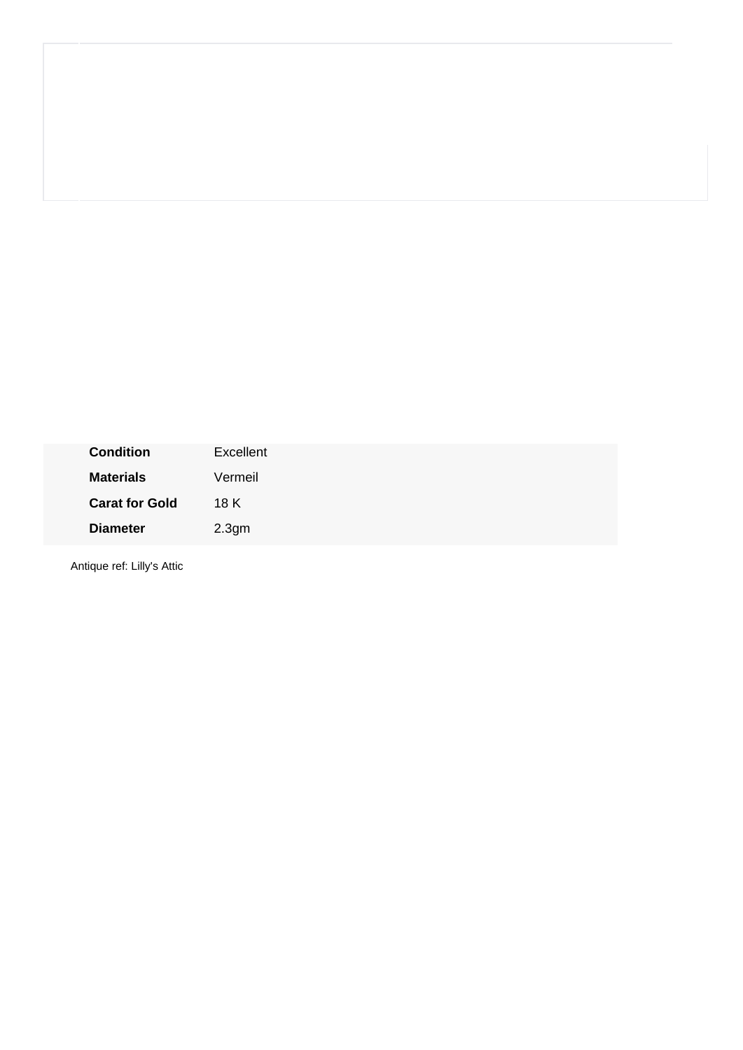| | |
|---|---|
| **Condition** | Excellent |
| **Materials** | Vermeil |
| **Carat for Gold** | 18 K |
| **Diameter** | 2.3gm |

Antique ref: Lilly's Attic